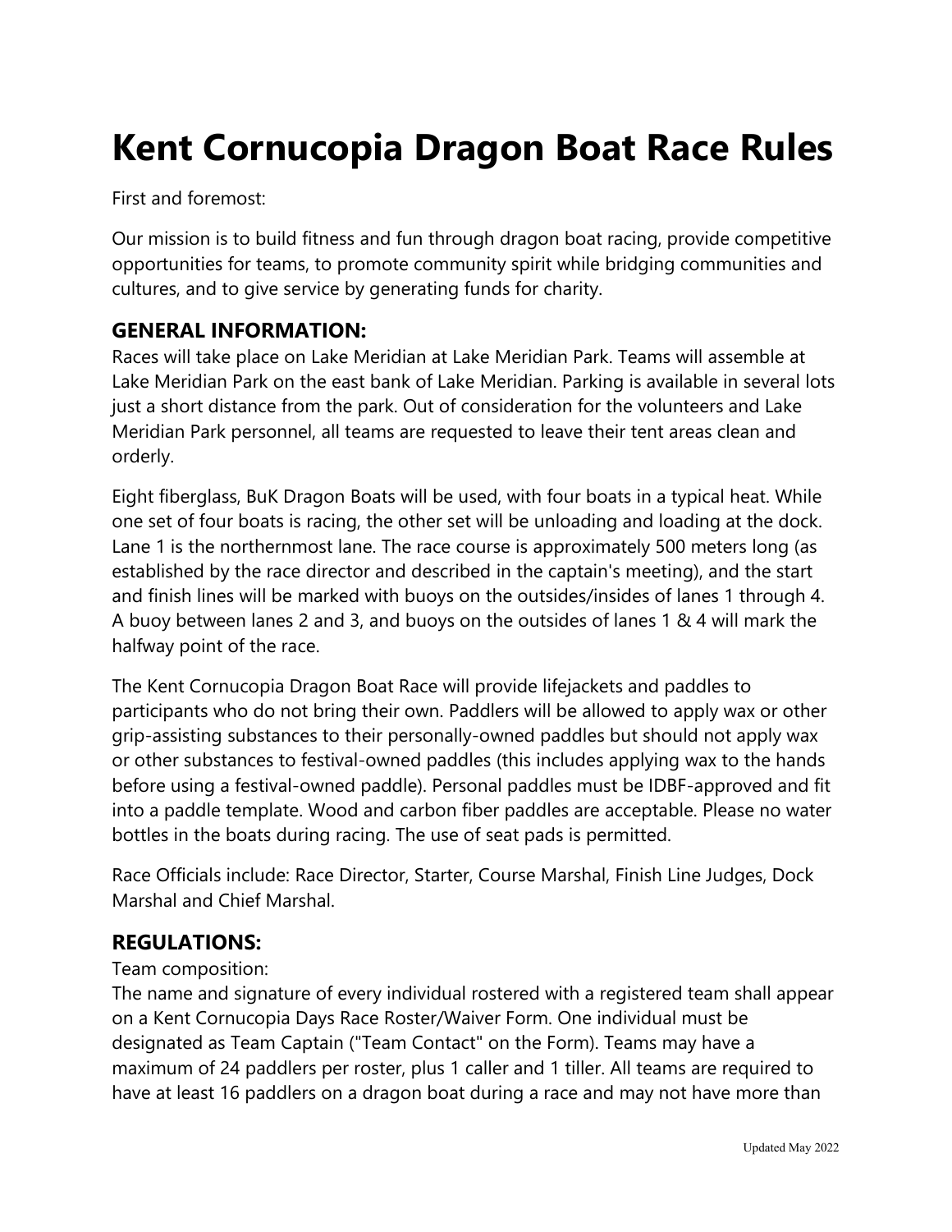# Kent Cornucopia Dragon Boat Race Rules

First and foremost:

Our mission is to build fitness and fun through dragon boat racing, provide competitive opportunities for teams, to promote community spirit while bridging communities and cultures, and to give service by generating funds for charity.

## GENERAL INFORMATION:

Races will take place on Lake Meridian at Lake Meridian Park. Teams will assemble at Lake Meridian Park on the east bank of Lake Meridian. Parking is available in several lots just a short distance from the park. Out of consideration for the volunteers and Lake Meridian Park personnel, all teams are requested to leave their tent areas clean and orderly.

Eight fiberglass, BuK Dragon Boats will be used, with four boats in a typical heat. While one set of four boats is racing, the other set will be unloading and loading at the dock. Lane 1 is the northernmost lane. The race course is approximately 500 meters long (as established by the race director and described in the captain's meeting), and the start and finish lines will be marked with buoys on the outsides/insides of lanes 1 through 4. A buoy between lanes 2 and 3, and buoys on the outsides of lanes 1 & 4 will mark the halfway point of the race.

The Kent Cornucopia Dragon Boat Race will provide lifejackets and paddles to participants who do not bring their own. Paddlers will be allowed to apply wax or other grip-assisting substances to their personally-owned paddles but should not apply wax or other substances to festival-owned paddles (this includes applying wax to the hands before using a festival-owned paddle). Personal paddles must be IDBF-approved and fit into a paddle template. Wood and carbon fiber paddles are acceptable. Please no water bottles in the boats during racing. The use of seat pads is permitted.

Race Officials include: Race Director, Starter, Course Marshal, Finish Line Judges, Dock Marshal and Chief Marshal.

## REGULATIONS:

Team composition:
The name and signature of every individual rostered with a registered team shall appear on a Kent Cornucopia Days Race Roster/Waiver Form. One individual must be designated as Team Captain ("Team Contact" on the Form). Teams may have a maximum of 24 paddlers per roster, plus 1 caller and 1 tiller. All teams are required to have at least 16 paddlers on a dragon boat during a race and may not have more than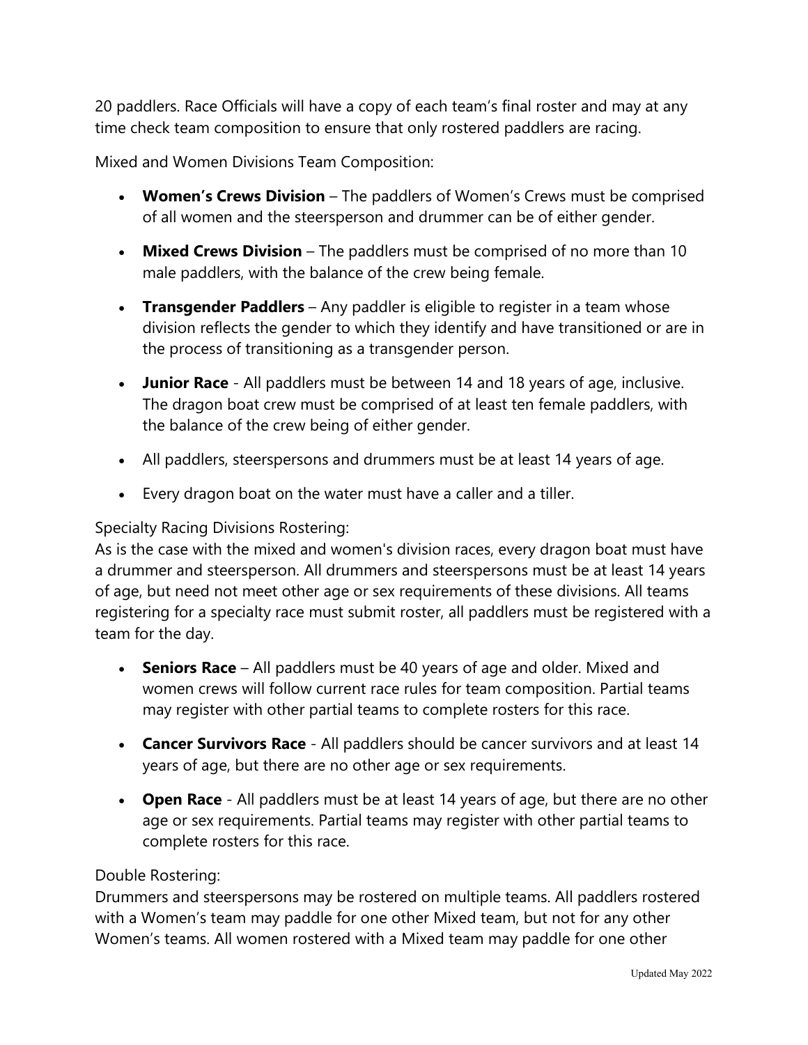20 paddlers. Race Officials will have a copy of each team's final roster and may at any time check team composition to ensure that only rostered paddlers are racing.

Mixed and Women Divisions Team Composition:

- **Women's Crews Division** – The paddlers of Women's Crews must be comprised of all women and the steersperson and drummer can be of either gender.
- **Mixed Crews Division** – The paddlers must be comprised of no more than 10 male paddlers, with the balance of the crew being female.
- **Transgender Paddlers** – Any paddler is eligible to register in a team whose division reflects the gender to which they identify and have transitioned or are in the process of transitioning as a transgender person.
- **Junior Race** - All paddlers must be between 14 and 18 years of age, inclusive. The dragon boat crew must be comprised of at least ten female paddlers, with the balance of the crew being of either gender.
- All paddlers, steerspersons and drummers must be at least 14 years of age.
- Every dragon boat on the water must have a caller and a tiller.

Specialty Racing Divisions Rostering:
As is the case with the mixed and women's division races, every dragon boat must have a drummer and steersperson. All drummers and steerspersons must be at least 14 years of age, but need not meet other age or sex requirements of these divisions. All teams registering for a specialty race must submit roster, all paddlers must be registered with a team for the day.

- **Seniors Race** – All paddlers must be 40 years of age and older. Mixed and women crews will follow current race rules for team composition. Partial teams may register with other partial teams to complete rosters for this race.
- **Cancer Survivors Race** - All paddlers should be cancer survivors and at least 14 years of age, but there are no other age or sex requirements.
- **Open Race** - All paddlers must be at least 14 years of age, but there are no other age or sex requirements. Partial teams may register with other partial teams to complete rosters for this race.

Double Rostering:
Drummers and steerspersons may be rostered on multiple teams. All paddlers rostered with a Women's team may paddle for one other Mixed team, but not for any other Women's teams. All women rostered with a Mixed team may paddle for one other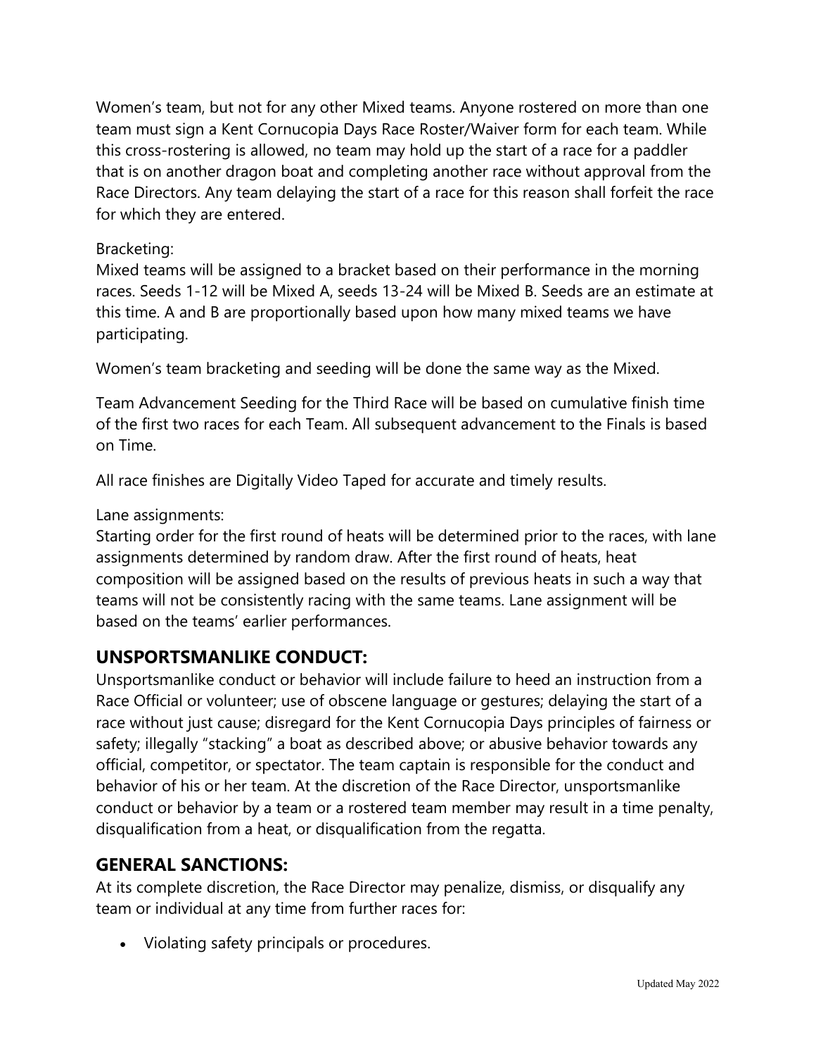Women's team, but not for any other Mixed teams. Anyone rostered on more than one team must sign a Kent Cornucopia Days Race Roster/Waiver form for each team. While this cross-rostering is allowed, no team may hold up the start of a race for a paddler that is on another dragon boat and completing another race without approval from the Race Directors. Any team delaying the start of a race for this reason shall forfeit the race for which they are entered.

Bracketing:
Mixed teams will be assigned to a bracket based on their performance in the morning races. Seeds 1-12 will be Mixed A, seeds 13-24 will be Mixed B. Seeds are an estimate at this time. A and B are proportionally based upon how many mixed teams we have participating.

Women's team bracketing and seeding will be done the same way as the Mixed.

Team Advancement Seeding for the Third Race will be based on cumulative finish time of the first two races for each Team. All subsequent advancement to the Finals is based on Time.

All race finishes are Digitally Video Taped for accurate and timely results.

Lane assignments:
Starting order for the first round of heats will be determined prior to the races, with lane assignments determined by random draw. After the first round of heats, heat composition will be assigned based on the results of previous heats in such a way that teams will not be consistently racing with the same teams. Lane assignment will be based on the teams' earlier performances.

## UNSPORTSMANLIKE CONDUCT:

Unsportsmanlike conduct or behavior will include failure to heed an instruction from a Race Official or volunteer; use of obscene language or gestures; delaying the start of a race without just cause; disregard for the Kent Cornucopia Days principles of fairness or safety; illegally "stacking" a boat as described above; or abusive behavior towards any official, competitor, or spectator. The team captain is responsible for the conduct and behavior of his or her team. At the discretion of the Race Director, unsportsmanlike conduct or behavior by a team or a rostered team member may result in a time penalty, disqualification from a heat, or disqualification from the regatta.

## GENERAL SANCTIONS:

At its complete discretion, the Race Director may penalize, dismiss, or disqualify any team or individual at any time from further races for:

- Violating safety principals or procedures.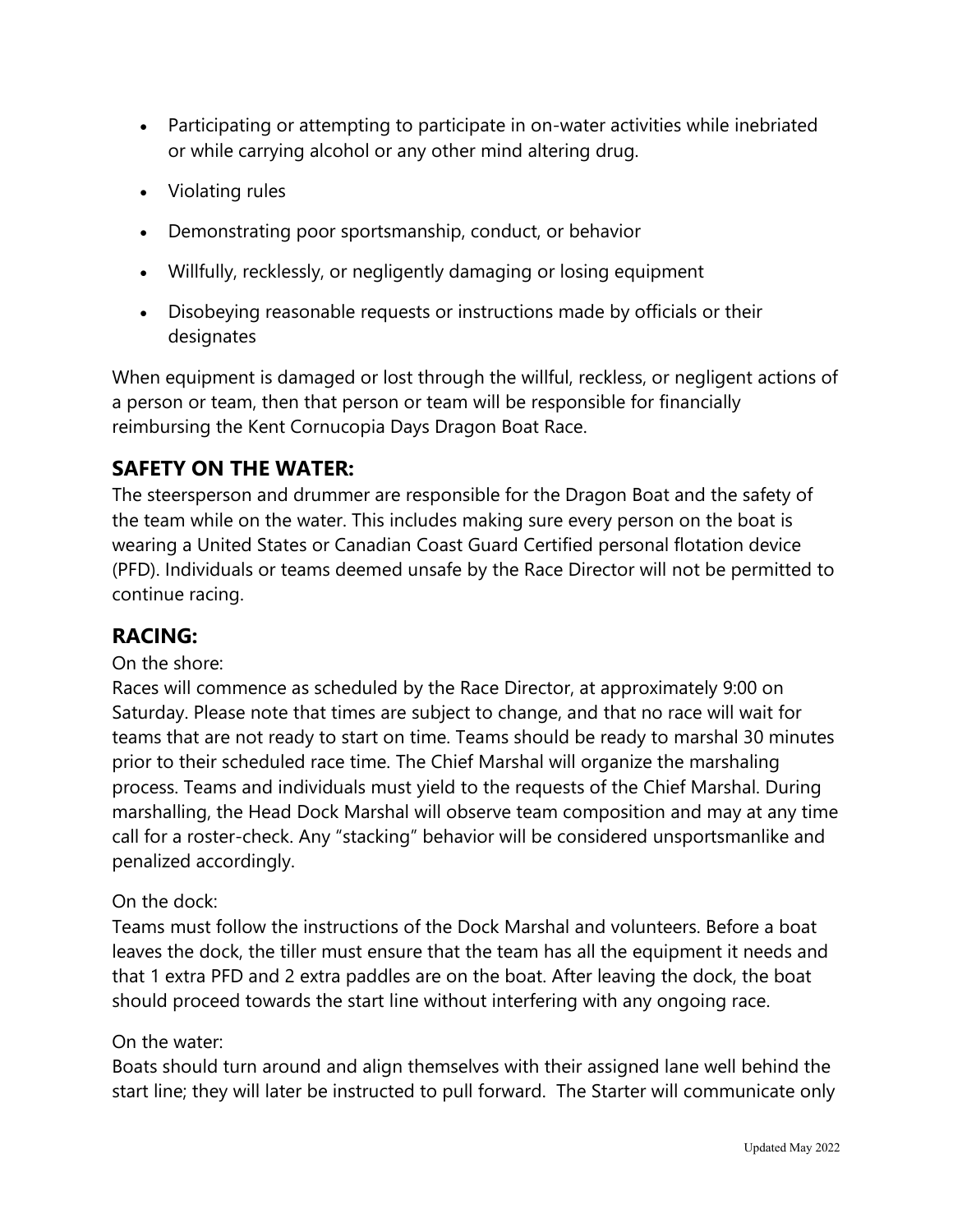- Participating or attempting to participate in on-water activities while inebriated or while carrying alcohol or any other mind altering drug.
- Violating rules
- Demonstrating poor sportsmanship, conduct, or behavior
- Willfully, recklessly, or negligently damaging or losing equipment
- Disobeying reasonable requests or instructions made by officials or their designates

When equipment is damaged or lost through the willful, reckless, or negligent actions of a person or team, then that person or team will be responsible for financially reimbursing the Kent Cornucopia Days Dragon Boat Race.

## SAFETY ON THE WATER:

The steersperson and drummer are responsible for the Dragon Boat and the safety of the team while on the water. This includes making sure every person on the boat is wearing a United States or Canadian Coast Guard Certified personal flotation device (PFD). Individuals or teams deemed unsafe by the Race Director will not be permitted to continue racing.

## RACING:

On the shore:

Races will commence as scheduled by the Race Director, at approximately 9:00 on Saturday. Please note that times are subject to change, and that no race will wait for teams that are not ready to start on time. Teams should be ready to marshal 30 minutes prior to their scheduled race time. The Chief Marshal will organize the marshaling process. Teams and individuals must yield to the requests of the Chief Marshal. During marshalling, the Head Dock Marshal will observe team composition and may at any time call for a roster-check. Any "stacking" behavior will be considered unsportsmanlike and penalized accordingly.

On the dock:

Teams must follow the instructions of the Dock Marshal and volunteers. Before a boat leaves the dock, the tiller must ensure that the team has all the equipment it needs and that 1 extra PFD and 2 extra paddles are on the boat. After leaving the dock, the boat should proceed towards the start line without interfering with any ongoing race.

On the water:

Boats should turn around and align themselves with their assigned lane well behind the start line; they will later be instructed to pull forward. The Starter will communicate only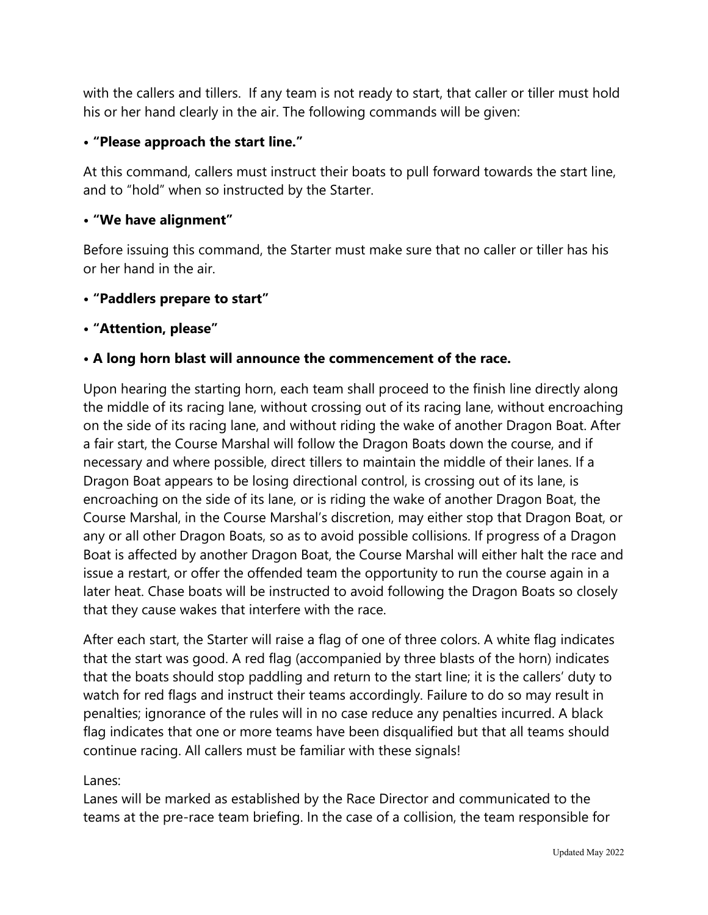with the callers and tillers. If any team is not ready to start, that caller or tiller must hold his or her hand clearly in the air. The following commands will be given:

- **"Please approach the start line."**

At this command, callers must instruct their boats to pull forward towards the start line, and to "hold" when so instructed by the Starter.

- **"We have alignment"**

Before issuing this command, the Starter must make sure that no caller or tiller has his or her hand in the air.

- **"Paddlers prepare to start"**
- **"Attention, please"**
- **A long horn blast will announce the commencement of the race.**

Upon hearing the starting horn, each team shall proceed to the finish line directly along the middle of its racing lane, without crossing out of its racing lane, without encroaching on the side of its racing lane, and without riding the wake of another Dragon Boat. After a fair start, the Course Marshal will follow the Dragon Boats down the course, and if necessary and where possible, direct tillers to maintain the middle of their lanes. If a Dragon Boat appears to be losing directional control, is crossing out of its lane, is encroaching on the side of its lane, or is riding the wake of another Dragon Boat, the Course Marshal, in the Course Marshal's discretion, may either stop that Dragon Boat, or any or all other Dragon Boats, so as to avoid possible collisions. If progress of a Dragon Boat is affected by another Dragon Boat, the Course Marshal will either halt the race and issue a restart, or offer the offended team the opportunity to run the course again in a later heat. Chase boats will be instructed to avoid following the Dragon Boats so closely that they cause wakes that interfere with the race.

After each start, the Starter will raise a flag of one of three colors. A white flag indicates that the start was good. A red flag (accompanied by three blasts of the horn) indicates that the boats should stop paddling and return to the start line; it is the callers' duty to watch for red flags and instruct their teams accordingly. Failure to do so may result in penalties; ignorance of the rules will in no case reduce any penalties incurred. A black flag indicates that one or more teams have been disqualified but that all teams should continue racing. All callers must be familiar with these signals!

Lanes:
Lanes will be marked as established by the Race Director and communicated to the teams at the pre-race team briefing. In the case of a collision, the team responsible for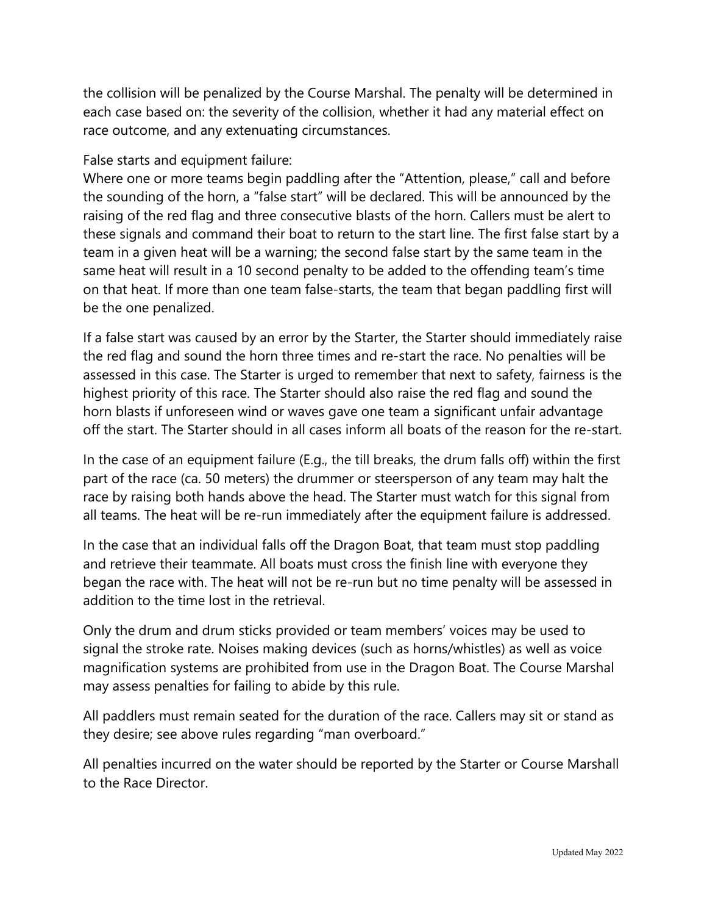the collision will be penalized by the Course Marshal. The penalty will be determined in each case based on: the severity of the collision, whether it had any material effect on race outcome, and any extenuating circumstances.

False starts and equipment failure:
Where one or more teams begin paddling after the "Attention, please," call and before the sounding of the horn, a "false start" will be declared. This will be announced by the raising of the red flag and three consecutive blasts of the horn. Callers must be alert to these signals and command their boat to return to the start line. The first false start by a team in a given heat will be a warning; the second false start by the same team in the same heat will result in a 10 second penalty to be added to the offending team's time on that heat. If more than one team false-starts, the team that began paddling first will be the one penalized.

If a false start was caused by an error by the Starter, the Starter should immediately raise the red flag and sound the horn three times and re-start the race. No penalties will be assessed in this case. The Starter is urged to remember that next to safety, fairness is the highest priority of this race. The Starter should also raise the red flag and sound the horn blasts if unforeseen wind or waves gave one team a significant unfair advantage off the start. The Starter should in all cases inform all boats of the reason for the re-start.

In the case of an equipment failure (E.g., the till breaks, the drum falls off) within the first part of the race (ca. 50 meters) the drummer or steersperson of any team may halt the race by raising both hands above the head. The Starter must watch for this signal from all teams. The heat will be re-run immediately after the equipment failure is addressed.

In the case that an individual falls off the Dragon Boat, that team must stop paddling and retrieve their teammate. All boats must cross the finish line with everyone they began the race with. The heat will not be re-run but no time penalty will be assessed in addition to the time lost in the retrieval.

Only the drum and drum sticks provided or team members' voices may be used to signal the stroke rate. Noises making devices (such as horns/whistles) as well as voice magnification systems are prohibited from use in the Dragon Boat. The Course Marshal may assess penalties for failing to abide by this rule.

All paddlers must remain seated for the duration of the race. Callers may sit or stand as they desire; see above rules regarding "man overboard."

All penalties incurred on the water should be reported by the Starter or Course Marshall to the Race Director.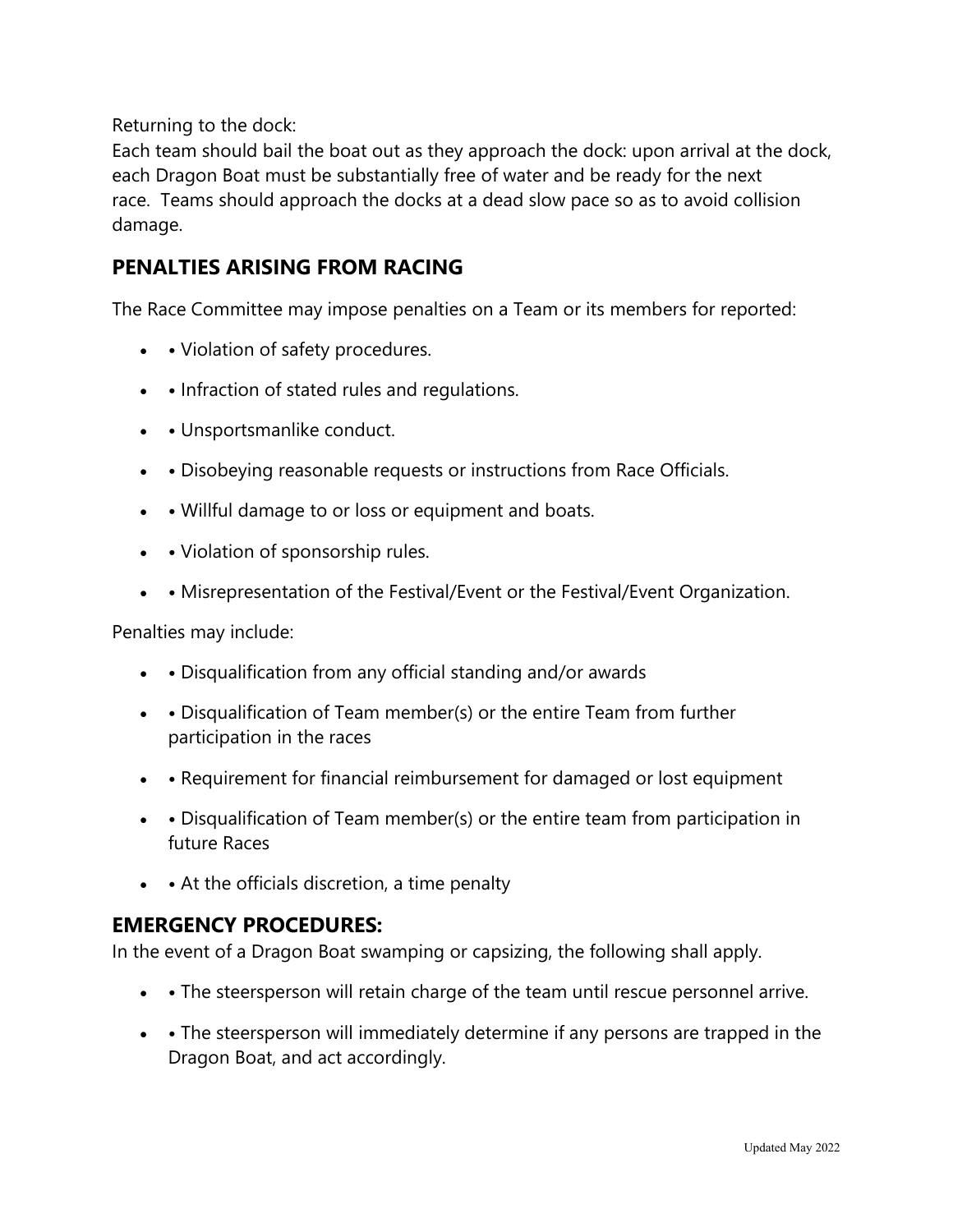Returning to the dock:
Each team should bail the boat out as they approach the dock: upon arrival at the dock, each Dragon Boat must be substantially free of water and be ready for the next race. Teams should approach the docks at a dead slow pace so as to avoid collision damage.

## PENALTIES ARISING FROM RACING

The Race Committee may impose penalties on a Team or its members for reported:

- • Violation of safety procedures.
- • Infraction of stated rules and regulations.
- • Unsportsmanlike conduct.
- • Disobeying reasonable requests or instructions from Race Officials.
- • Willful damage to or loss or equipment and boats.
- • Violation of sponsorship rules.
- • Misrepresentation of the Festival/Event or the Festival/Event Organization.

Penalties may include:

- • Disqualification from any official standing and/or awards
- • Disqualification of Team member(s) or the entire Team from further participation in the races
- • Requirement for financial reimbursement for damaged or lost equipment
- • Disqualification of Team member(s) or the entire team from participation in future Races
- • At the officials discretion, a time penalty

## EMERGENCY PROCEDURES:

In the event of a Dragon Boat swamping or capsizing, the following shall apply.

- • The steersperson will retain charge of the team until rescue personnel arrive.
- • The steersperson will immediately determine if any persons are trapped in the Dragon Boat, and act accordingly.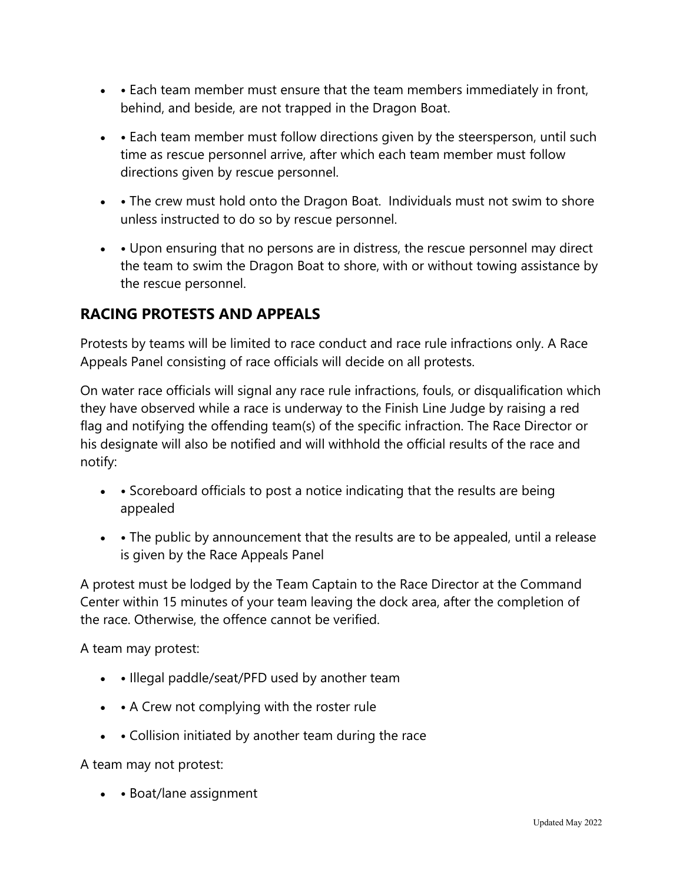- • Each team member must ensure that the team members immediately in front, behind, and beside, are not trapped in the Dragon Boat.
- • Each team member must follow directions given by the steersperson, until such time as rescue personnel arrive, after which each team member must follow directions given by rescue personnel.
- • The crew must hold onto the Dragon Boat. Individuals must not swim to shore unless instructed to do so by rescue personnel.
- • Upon ensuring that no persons are in distress, the rescue personnel may direct the team to swim the Dragon Boat to shore, with or without towing assistance by the rescue personnel.

## RACING PROTESTS AND APPEALS

Protests by teams will be limited to race conduct and race rule infractions only. A Race Appeals Panel consisting of race officials will decide on all protests.

On water race officials will signal any race rule infractions, fouls, or disqualification which they have observed while a race is underway to the Finish Line Judge by raising a red flag and notifying the offending team(s) of the specific infraction. The Race Director or his designate will also be notified and will withhold the official results of the race and notify:

- • Scoreboard officials to post a notice indicating that the results are being appealed
- • The public by announcement that the results are to be appealed, until a release is given by the Race Appeals Panel

A protest must be lodged by the Team Captain to the Race Director at the Command Center within 15 minutes of your team leaving the dock area, after the completion of the race. Otherwise, the offence cannot be verified.

A team may protest:

- • Illegal paddle/seat/PFD used by another team
- • A Crew not complying with the roster rule
- • Collision initiated by another team during the race

A team may not protest:

- • Boat/lane assignment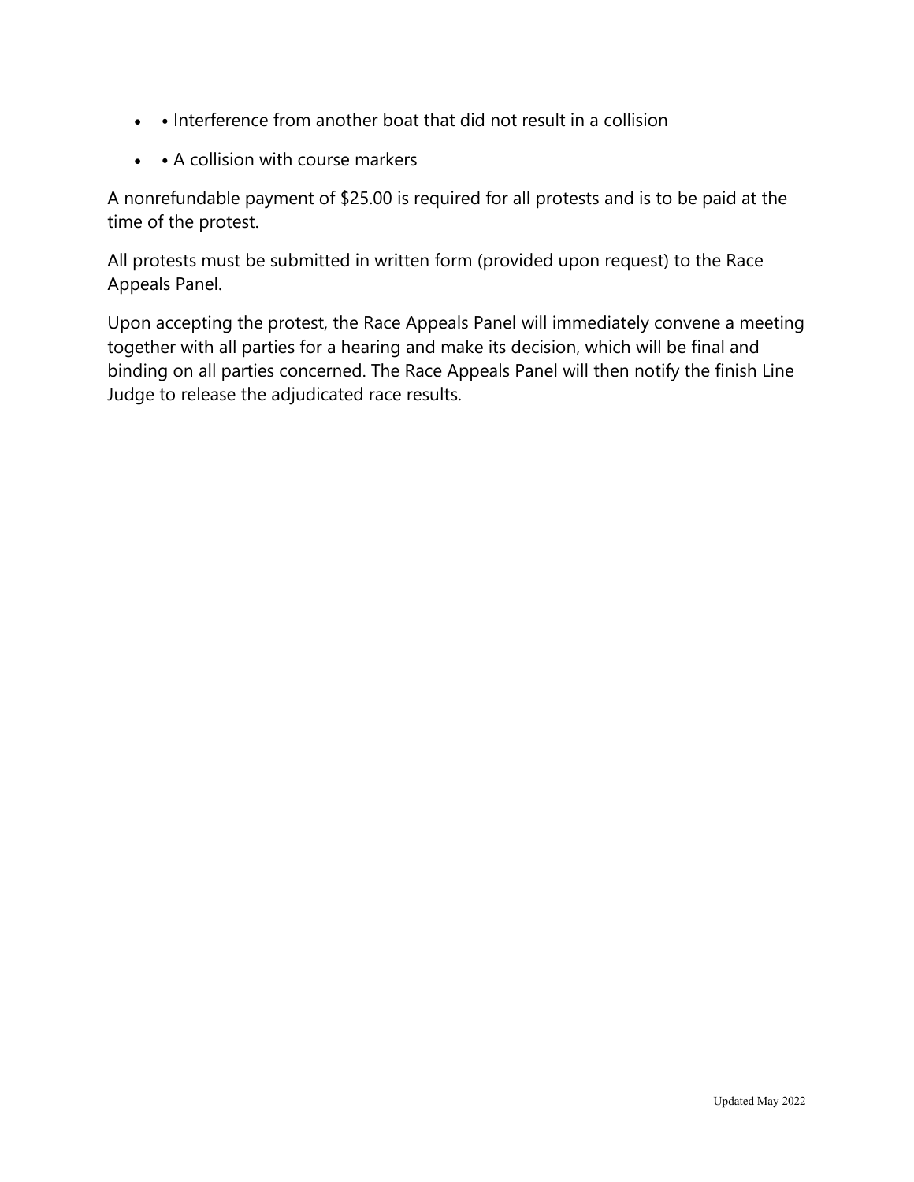- • Interference from another boat that did not result in a collision
- • A collision with course markers

A nonrefundable payment of $25.00 is required for all protests and is to be paid at the time of the protest.

All protests must be submitted in written form (provided upon request) to the Race Appeals Panel.

Upon accepting the protest, the Race Appeals Panel will immediately convene a meeting together with all parties for a hearing and make its decision, which will be final and binding on all parties concerned. The Race Appeals Panel will then notify the finish Line Judge to release the adjudicated race results.

Updated May 2022